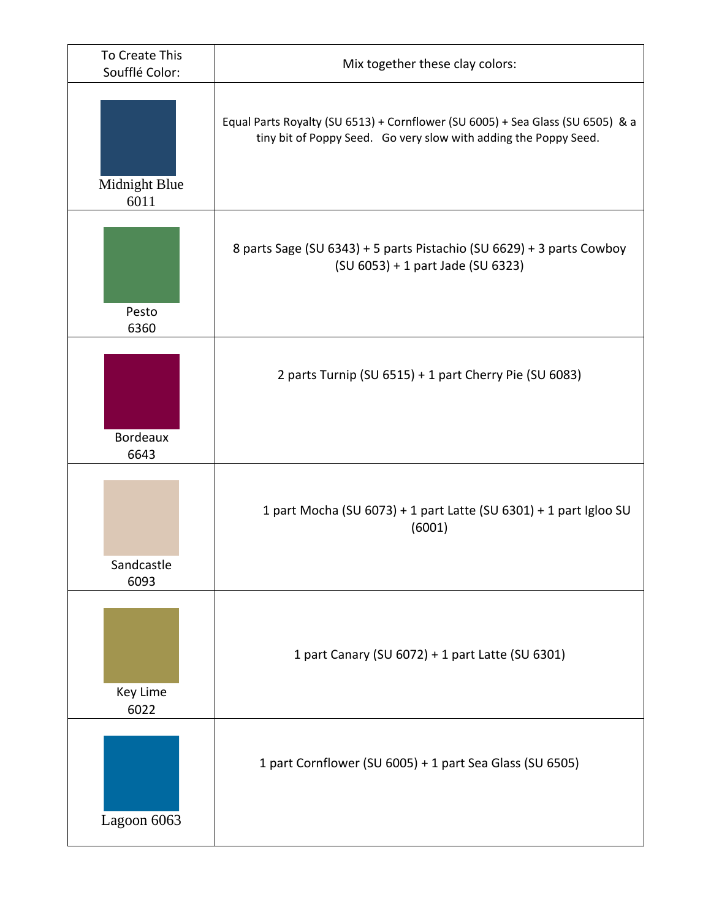| To Create This Soufflé Color: | Mix together these clay colors: |
|---|---|
| Midnight Blue 6011 | Equal Parts Royalty (SU 6513) + Cornflower (SU 6005) + Sea Glass (SU 6505) & a tiny bit of Poppy Seed. Go very slow with adding the Poppy Seed. |
| Pesto 6360 | 8 parts Sage (SU 6343) + 5 parts Pistachio (SU 6629) + 3 parts Cowboy (SU 6053) + 1 part Jade (SU 6323) |
| Bordeaux 6643 | 2 parts Turnip (SU 6515) + 1 part Cherry Pie (SU 6083) |
| Sandcastle 6093 | 1 part Mocha (SU 6073) + 1 part Latte (SU 6301) + 1 part Igloo SU (6001) |
| Key Lime 6022 | 1 part Canary (SU 6072) + 1 part Latte (SU 6301) |
| Lagoon 6063 | 1 part Cornflower (SU 6005) + 1 part Sea Glass (SU 6505) |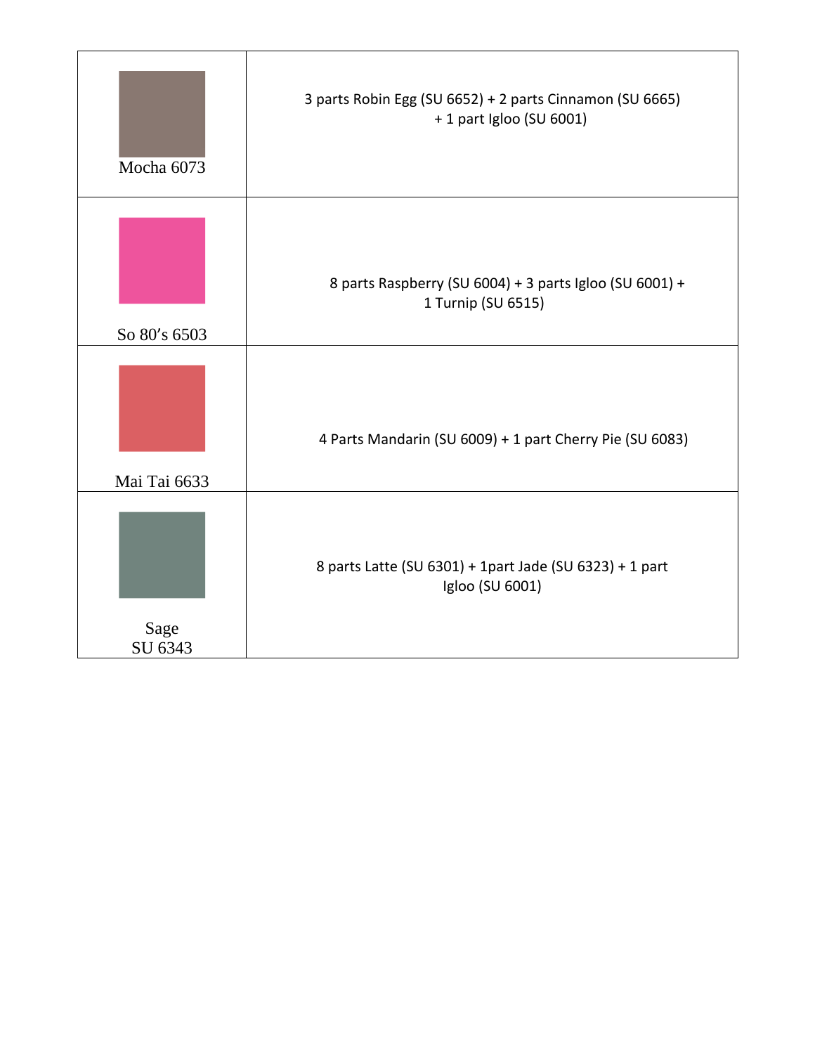| | |
|---|---|
| Mocha 6073 | 3 parts Robin Egg (SU 6652) + 2 parts Cinnamon (SU 6665) + 1 part Igloo (SU 6001) |
| So 80's 6503 | 8 parts Raspberry (SU 6004) + 3 parts Igloo (SU 6001) + 1 Turnip (SU 6515) |
| Mai Tai 6633 | 4 Parts Mandarin (SU 6009) + 1 part Cherry Pie (SU 6083) |
| Sage SU 6343 | 8 parts Latte (SU 6301) + 1part Jade (SU 6323) + 1 part Igloo (SU 6001) |